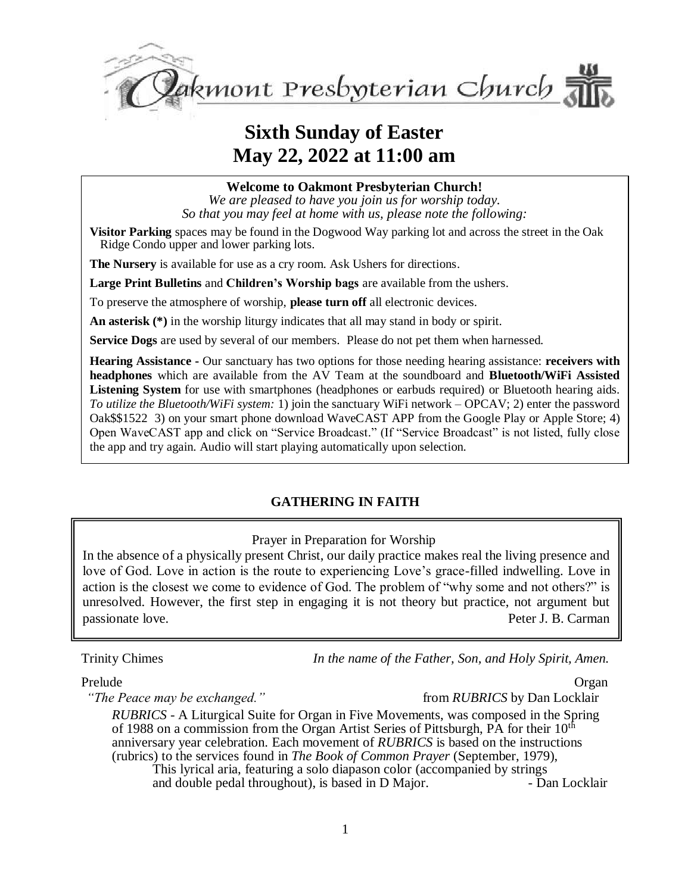# Oakmont Presbyterian Church

# Sixth Sunday of Easter
# May 22, 2022 at 11:00 am

**Welcome to Oakmont Presbyterian Church!**
*We are pleased to have you join us for worship today.*
*So that you may feel at home with us, please note the following:*

**Visitor Parking** spaces may be found in the Dogwood Way parking lot and across the street in the Oak Ridge Condo upper and lower parking lots.

**The Nursery** is available for use as a cry room. Ask Ushers for directions.

**Large Print Bulletins** and **Children's Worship bags** are available from the ushers.

To preserve the atmosphere of worship, **please turn off** all electronic devices.

**An asterisk (*)** in the worship liturgy indicates that all may stand in body or spirit.

**Service Dogs** are used by several of our members. Please do not pet them when harnessed.

**Hearing Assistance** - Our sanctuary has two options for those needing hearing assistance: **receivers with headphones** which are available from the AV Team at the soundboard and **Bluetooth/WiFi Assisted Listening System** for use with smartphones (headphones or earbuds required) or Bluetooth hearing aids. *To utilize the Bluetooth/WiFi system:* 1) join the sanctuary WiFi network – OPCAV; 2) enter the password Oak$$1522 3) on your smart phone download WaveCAST APP from the Google Play or Apple Store; 4) Open WaveCAST app and click on "Service Broadcast." (If "Service Broadcast" is not listed, fully close the app and try again. Audio will start playing automatically upon selection.

## GATHERING IN FAITH

Prayer in Preparation for Worship

In the absence of a physically present Christ, our daily practice makes real the living presence and love of God. Love in action is the route to experiencing Love's grace-filled indwelling. Love in action is the closest we come to evidence of God. The problem of "why some and not others?" is unresolved. However, the first step in engaging it is not theory but practice, not argument but passionate love. — Peter J. B. Carman

Trinity Chimes — *In the name of the Father, Son, and Holy Spirit, Amen.*

Prelude — Organ

*"The Peace may be exchanged."* — from *RUBRICS* by Dan Locklair

*RUBRICS* - A Liturgical Suite for Organ in Five Movements, was composed in the Spring of 1988 on a commission from the Organ Artist Series of Pittsburgh, PA for their 10th anniversary year celebration. Each movement of *RUBRICS* is based on the instructions (rubrics) to the services found in *The Book of Common Prayer* (September, 1979), This lyrical aria, featuring a solo diapason color (accompanied by strings and double pedal throughout), is based in D Major. - Dan Locklair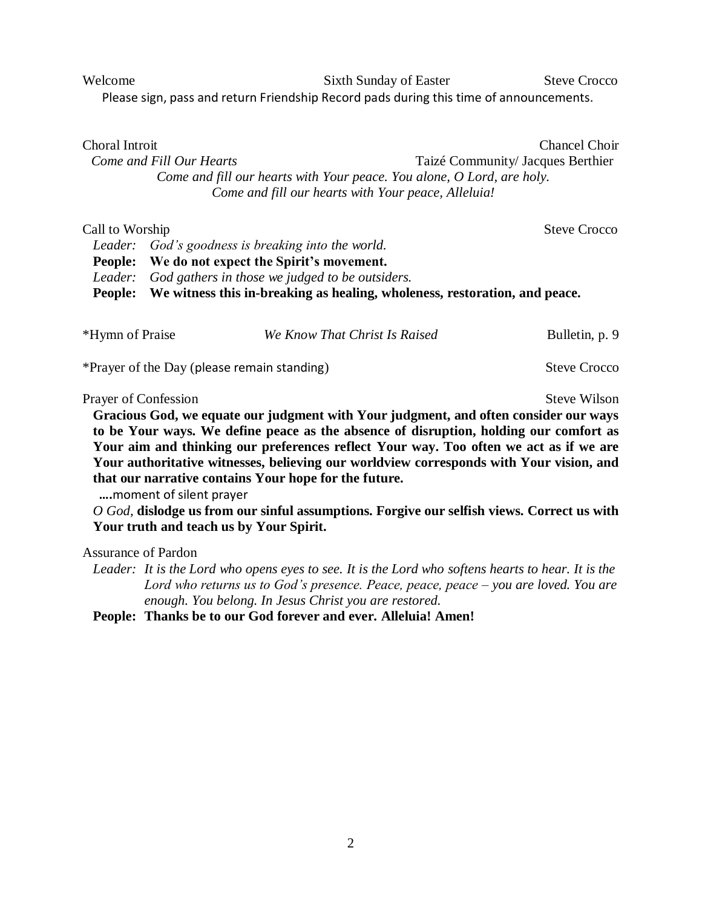Welcome — Sixth Sunday of Easter — Steve Crocco

Please sign, pass and return Friendship Record pads during this time of announcements.

Choral Introit — Chancel Choir

*Come and Fill Our Hearts* — Taizé Community/ Jacques Berthier

*Come and fill our hearts with Your peace. You alone, O Lord, are holy.*
*Come and fill our hearts with Your peace, Alleluia!*

Call to Worship — Steve Crocco

*Leader: God's goodness is breaking into the world.*
**People: We do not expect the Spirit's movement.**
*Leader: God gathers in those we judged to be outsiders.*
**People: We witness this in-breaking as healing, wholeness, restoration, and peace.**

*Hymn of Praise — *We Know That Christ Is Raised* — Bulletin, p. 9

*Prayer of the Day (please remain standing) — Steve Crocco

Prayer of Confession — Steve Wilson

**Gracious God, we equate our judgment with Your judgment, and often consider our ways to be Your ways. We define peace as the absence of disruption, holding our comfort as Your aim and thinking our preferences reflect Your way. Too often we act as if we are Your authoritative witnesses, believing our worldview corresponds with Your vision, and that our narrative contains Your hope for the future.**

**….**moment of silent prayer

*O God,* **dislodge us from our sinful assumptions. Forgive our selfish views. Correct us with Your truth and teach us by Your Spirit.**

Assurance of Pardon

*Leader: It is the Lord who opens eyes to see. It is the Lord who softens hearts to hear. It is the Lord who returns us to God's presence. Peace, peace, peace – you are loved. You are enough. You belong. In Jesus Christ you are restored.*
**People: Thanks be to our God forever and ever. Alleluia! Amen!**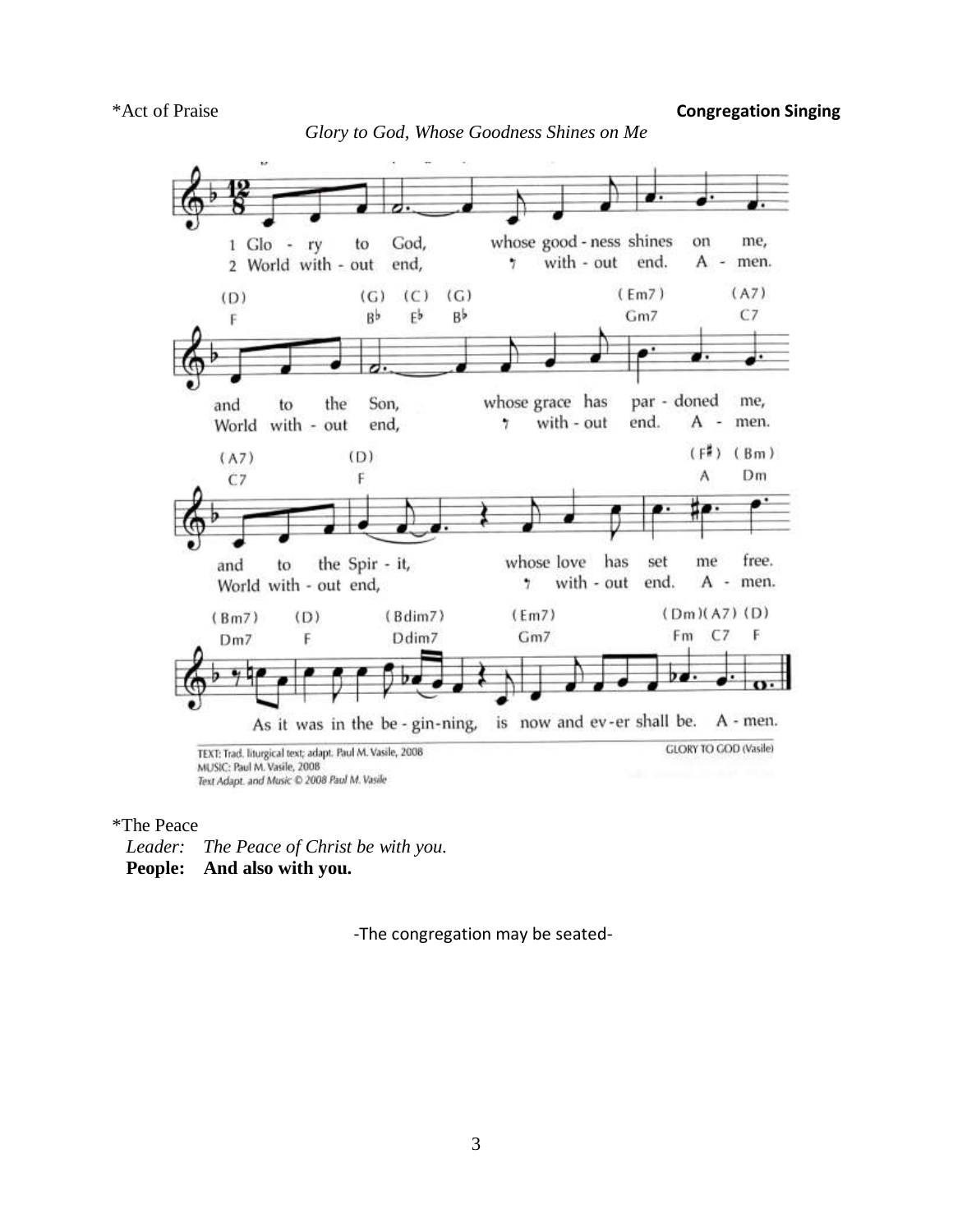\*Act of Praise **Congregation Singing**

*Glory to God, Whose Goodness Shines on Me*

1 Glo - ry to God, whose good - ness shines on me,
2 World with - out end, with - out end. A - men.

and to the Son, whose grace has par - doned me,
World with - out end, with - out end. A - men.

and to the Spir - it, whose love has set me free.
World with - out end, with - out end. A - men.

As it was in the be - gin-ning, is now and ev - er shall be. A - men.

TEXT: Trad. liturgical text; adapt. Paul M. Vasile, 2008
MUSIC: Paul M. Vasile, 2008
*Text Adapt. and Music © 2008 Paul M. Vasile*

GLORY TO GOD (Vasile)

\*The Peace

*Leader: The Peace of Christ be with you.*
**People: And also with you.**

-The congregation may be seated-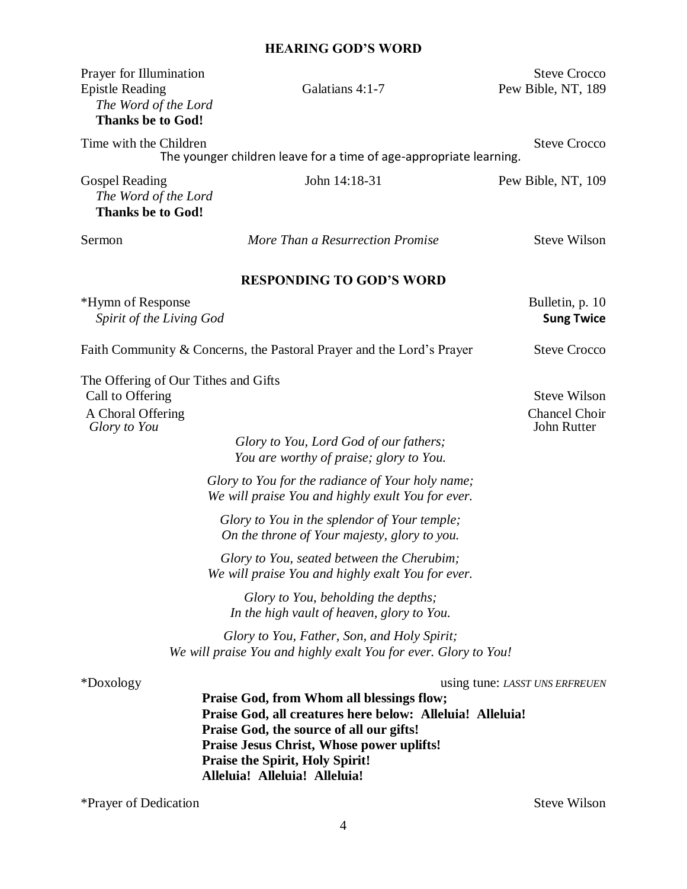## HEARING GOD'S WORD

Prayer for Illumination — Steve Crocco

Epistle Reading — Galatians 4:1-7 — Pew Bible, NT, 189

*The Word of the Lord*
**Thanks be to God!**

Time with the Children — Steve Crocco

The younger children leave for a time of age-appropriate learning.

Gospel Reading — John 14:18-31 — Pew Bible, NT, 109

*The Word of the Lord*
**Thanks be to God!**

Sermon — *More Than a Resurrection Promise* — Steve Wilson

## RESPONDING TO GOD'S WORD

*Hymn of Response — Bulletin, p. 10
*Spirit of the Living God* — **Sung Twice**

Faith Community & Concerns, the Pastoral Prayer and the Lord's Prayer — Steve Crocco

The Offering of Our Tithes and Gifts

Call to Offering — Steve Wilson

A Choral Offering — Chancel Choir
*Glory to You* — John Rutter

*Glory to You, Lord God of our fathers;*
*You are worthy of praise; glory to You.*

*Glory to You for the radiance of Your holy name;*
*We will praise You and highly exult You for ever.*

*Glory to You in the splendor of Your temple;*
*On the throne of Your majesty, glory to you.*

*Glory to You, seated between the Cherubim;*
*We will praise You and highly exalt You for ever.*

*Glory to You, beholding the depths;*
*In the high vault of heaven, glory to You.*

*Glory to You, Father, Son, and Holy Spirit;*
*We will praise You and highly exalt You for ever. Glory to You!*

*Doxology — using tune: *LASST UNS ERFREUEN*

**Praise God, from Whom all blessings flow;**
**Praise God, all creatures here below: Alleluia! Alleluia!**
**Praise God, the source of all our gifts!**
**Praise Jesus Christ, Whose power uplifts!**
**Praise the Spirit, Holy Spirit!**
**Alleluia! Alleluia! Alleluia!**

*Prayer of Dedication — Steve Wilson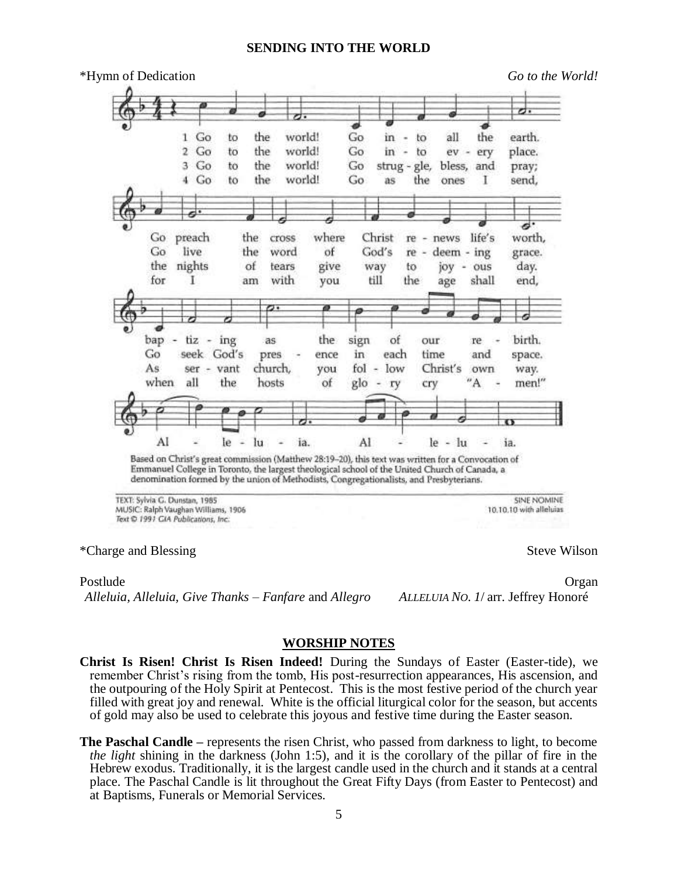## SENDING INTO THE WORLD

\*Hymn of Dedication *Go to the World!*

1 Go to the world! Go into all the earth.
Go preach the cross where Christ renews life's worth,
baptizing as the sign of our rebirth.
Alleluia. Alleluia.

2 Go to the world! Go into every place.
Go live the word of God's redeeming grace.
Go seek God's presence in each time and space.
Alleluia. Alleluia.

3 Go to the world! Go struggle, bless, and pray;
the nights of tears give way to joyous day.
As servant church, you follow Christ's own way.
Alleluia. Alleluia.

4 Go to the world! Go as the ones I send,
for I am with you till the age shall end,
when all the hosts of glory cry "Amen!"
Alleluia. Alleluia.

Based on Christ's great commission (Matthew 28:19–20), this text was written for a Convocation of Emmanuel College in Toronto, the largest theological school of the United Church of Canada, a denomination formed by the union of Methodists, Congregationalists, and Presbyterians.

TEXT: Sylvia G. Dunstan, 1985
MUSIC: Ralph Vaughan Williams, 1906
Text © 1991 GIA Publications, Inc.

SINE NOMINE
10.10.10 with alleluias

\*Charge and Blessing Steve Wilson

Postlude Organ
*Alleluia, Alleluia, Give Thanks – Fanfare* and *Allegro* *ALLELUIA NO. 1*/ arr. Jeffrey Honoré

## WORSHIP NOTES

**Christ Is Risen! Christ Is Risen Indeed!** During the Sundays of Easter (Easter-tide), we remember Christ's rising from the tomb, His post-resurrection appearances, His ascension, and the outpouring of the Holy Spirit at Pentecost. This is the most festive period of the church year filled with great joy and renewal. White is the official liturgical color for the season, but accents of gold may also be used to celebrate this joyous and festive time during the Easter season.

**The Paschal Candle –** represents the risen Christ, who passed from darkness to light, to become *the light* shining in the darkness (John 1:5), and it is the corollary of the pillar of fire in the Hebrew exodus. Traditionally, it is the largest candle used in the church and it stands at a central place. The Paschal Candle is lit throughout the Great Fifty Days (from Easter to Pentecost) and at Baptisms, Funerals or Memorial Services.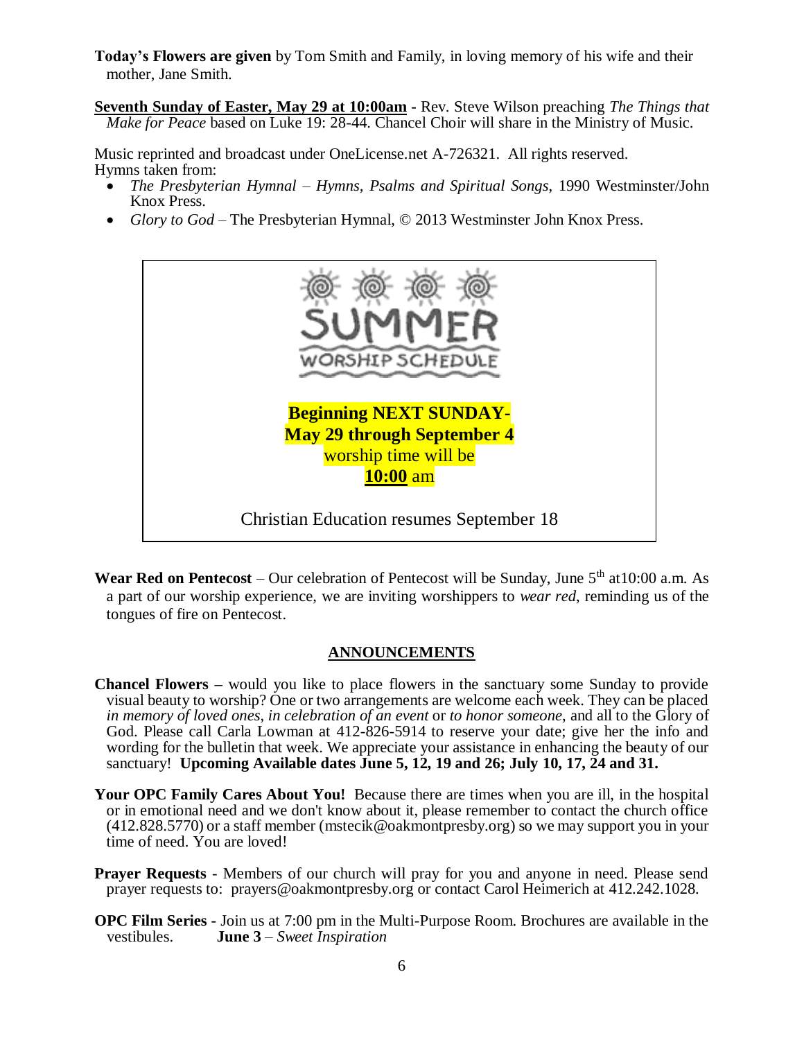**Today's Flowers are given** by Tom Smith and Family, in loving memory of his wife and their mother, Jane Smith.

**Seventh Sunday of Easter, May 29 at 10:00am** - Rev. Steve Wilson preaching *The Things that Make for Peace* based on Luke 19: 28-44. Chancel Choir will share in the Ministry of Music.

Music reprinted and broadcast under OneLicense.net A-726321. All rights reserved.
Hymns taken from:

- *The Presbyterian Hymnal – Hymns, Psalms and Spiritual Songs*, 1990 Westminster/John Knox Press.
- *Glory to God* – The Presbyterian Hymnal, © 2013 Westminster John Knox Press.

SUMMER
WORSHIP SCHEDULE

**Beginning NEXT SUNDAY-**
**May 29 through September 4**
worship time will be
**10:00** am

Christian Education resumes September 18

**Wear Red on Pentecost** – Our celebration of Pentecost will be Sunday, June 5th at10:00 a.m. As a part of our worship experience, we are inviting worshippers to *wear red*, reminding us of the tongues of fire on Pentecost.

## ANNOUNCEMENTS

**Chancel Flowers –** would you like to place flowers in the sanctuary some Sunday to provide visual beauty to worship? One or two arrangements are welcome each week. They can be placed *in memory of loved ones, in celebration of an event* or *to honor someone*, and all to the Glory of God. Please call Carla Lowman at 412-826-5914 to reserve your date; give her the info and wording for the bulletin that week. We appreciate your assistance in enhancing the beauty of our sanctuary! **Upcoming Available dates June 5, 12, 19 and 26; July 10, 17, 24 and 31.**

**Your OPC Family Cares About You!** Because there are times when you are ill, in the hospital or in emotional need and we don't know about it, please remember to contact the church office (412.828.5770) or a staff member (mstecik@oakmontpresby.org) so we may support you in your time of need. You are loved!

**Prayer Requests** - Members of our church will pray for you and anyone in need. Please send prayer requests to: prayers@oakmontpresby.org or contact Carol Heimerich at 412.242.1028.

**OPC Film Series -** Join us at 7:00 pm in the Multi-Purpose Room. Brochures are available in the vestibules. **June 3** – *Sweet Inspiration*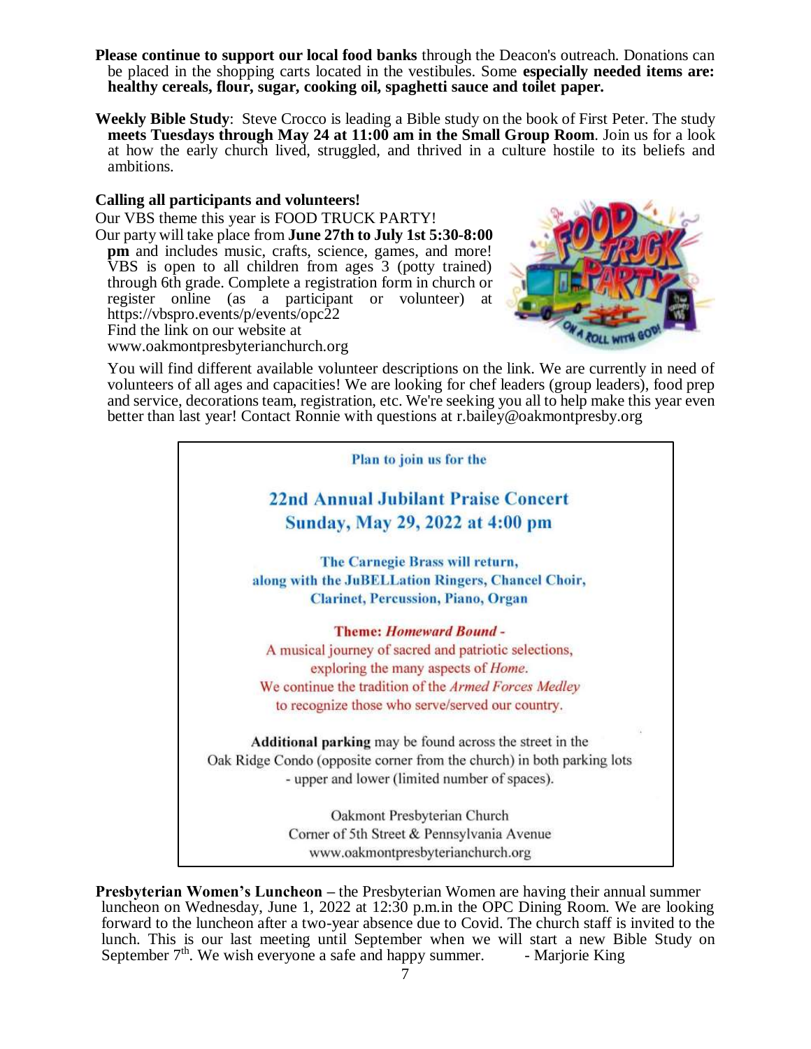**Please continue to support our local food banks** through the Deacon's outreach. Donations can be placed in the shopping carts located in the vestibules. Some **especially needed items are: healthy cereals, flour, sugar, cooking oil, spaghetti sauce and toilet paper.**

**Weekly Bible Study**: Steve Crocco is leading a Bible study on the book of First Peter. The study **meets Tuesdays through May 24 at 11:00 am in the Small Group Room**. Join us for a look at how the early church lived, struggled, and thrived in a culture hostile to its beliefs and ambitions.

**Calling all participants and volunteers!**

Our VBS theme this year is FOOD TRUCK PARTY!

Our party will take place from **June 27th to July 1st 5:30-8:00 pm** and includes music, crafts, science, games, and more! VBS is open to all children from ages 3 (potty trained) through 6th grade. Complete a registration form in church or register online (as a participant or volunteer) at https://vbspro.events/p/events/opc22

Find the link on our website at www.oakmontpresbyterianchurch.org

You will find different available volunteer descriptions on the link. We are currently in need of volunteers of all ages and capacities! We are looking for chef leaders (group leaders), food prep and service, decorations team, registration, etc. We're seeking you all to help make this year even better than last year! Contact Ronnie with questions at r.bailey@oakmontpresby.org

---

**Plan to join us for the**

## 22nd Annual Jubilant Praise Concert
## Sunday, May 29, 2022 at 4:00 pm

**The Carnegie Brass will return, along with the JuBELLation Ringers, Chancel Choir, Clarinet, Percussion, Piano, Organ**

**Theme: *Homeward Bound* -**

A musical journey of sacred and patriotic selections, exploring the many aspects of *Home*. We continue the tradition of the *Armed Forces Medley* to recognize those who serve/served our country.

**Additional parking** may be found across the street in the Oak Ridge Condo (opposite corner from the church) in both parking lots - upper and lower (limited number of spaces).

Oakmont Presbyterian Church
Corner of 5th Street & Pennsylvania Avenue
www.oakmontpresbyterianchurch.org

---

**Presbyterian Women's Luncheon –** the Presbyterian Women are having their annual summer luncheon on Wednesday, June 1, 2022 at 12:30 p.m.in the OPC Dining Room. We are looking forward to the luncheon after a two-year absence due to Covid. The church staff is invited to the lunch. This is our last meeting until September when we will start a new Bible Study on September 7th. We wish everyone a safe and happy summer. - Marjorie King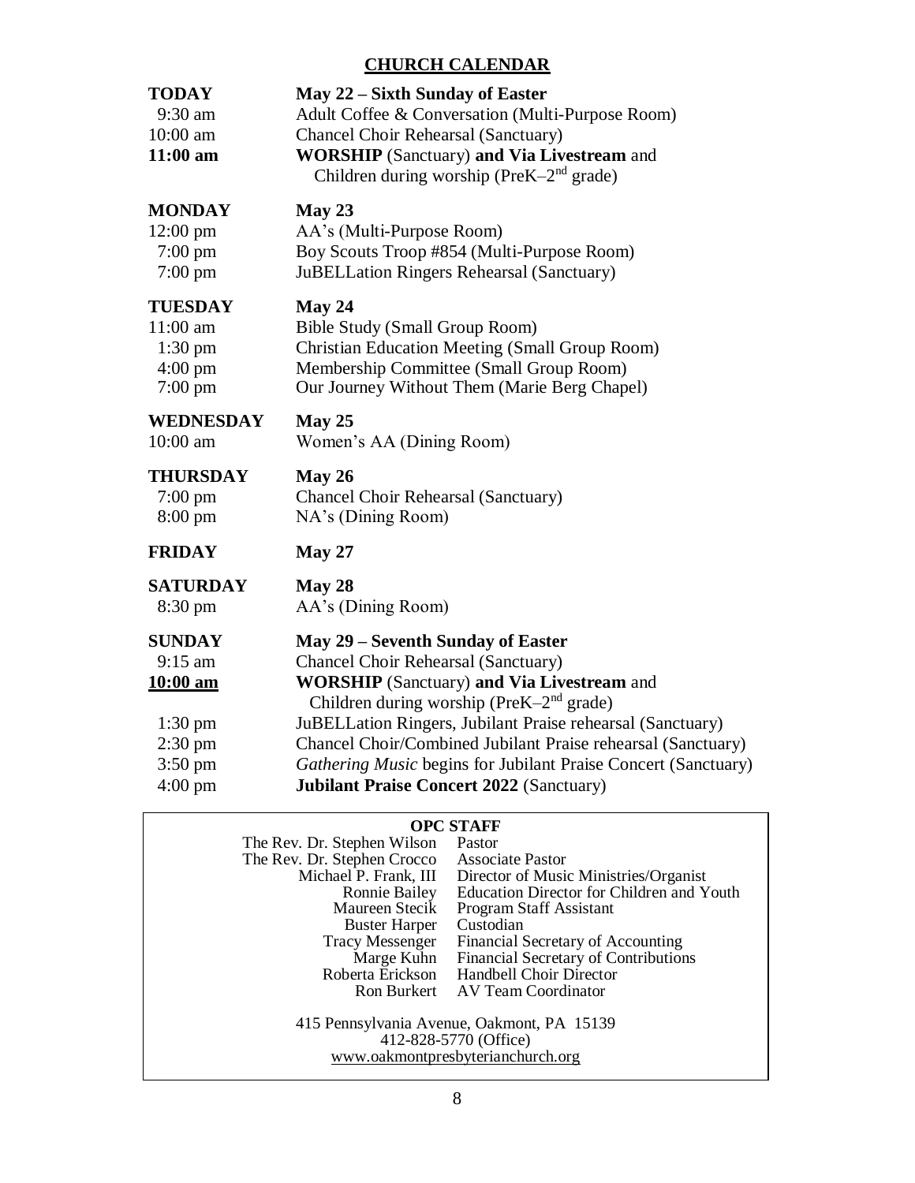## CHURCH CALENDAR

| | |
|---|---|
| **TODAY** | **May 22 – Sixth Sunday of Easter** |
| 9:30 am | Adult Coffee & Conversation (Multi-Purpose Room) |
| 10:00 am | Chancel Choir Rehearsal (Sanctuary) |
| **11:00 am** | **WORSHIP** (Sanctuary) **and Via Livestream** and Children during worship (PreK–2nd grade) |
| **MONDAY** | **May 23** |
| 12:00 pm | AA's (Multi-Purpose Room) |
| 7:00 pm | Boy Scouts Troop #854 (Multi-Purpose Room) |
| 7:00 pm | JuBELLation Ringers Rehearsal (Sanctuary) |
| **TUESDAY** | **May 24** |
| 11:00 am | Bible Study (Small Group Room) |
| 1:30 pm | Christian Education Meeting (Small Group Room) |
| 4:00 pm | Membership Committee (Small Group Room) |
| 7:00 pm | Our Journey Without Them (Marie Berg Chapel) |
| **WEDNESDAY** | **May 25** |
| 10:00 am | Women's AA (Dining Room) |
| **THURSDAY** | **May 26** |
| 7:00 pm | Chancel Choir Rehearsal (Sanctuary) |
| 8:00 pm | NA's (Dining Room) |
| **FRIDAY** | **May 27** |
| **SATURDAY** | **May 28** |
| 8:30 pm | AA's (Dining Room) |
| **SUNDAY** | **May 29 – Seventh Sunday of Easter** |
| 9:15 am | Chancel Choir Rehearsal (Sanctuary) |
| **10:00 am** | **WORSHIP** (Sanctuary) **and Via Livestream** and Children during worship (PreK–2nd grade) |
| 1:30 pm | JuBELLation Ringers, Jubilant Praise rehearsal (Sanctuary) |
| 2:30 pm | Chancel Choir/Combined Jubilant Praise rehearsal (Sanctuary) |
| 3:50 pm | *Gathering Music* begins for Jubilant Praise Concert (Sanctuary) |
| 4:00 pm | **Jubilant Praise Concert 2022** (Sanctuary) |

### OPC STAFF

| | |
|---|---|
| The Rev. Dr. Stephen Wilson | Pastor |
| The Rev. Dr. Stephen Crocco | Associate Pastor |
| Michael P. Frank, III | Director of Music Ministries/Organist |
| Ronnie Bailey | Education Director for Children and Youth |
| Maureen Stecik | Program Staff Assistant |
| Buster Harper | Custodian |
| Tracy Messenger | Financial Secretary of Accounting |
| Marge Kuhn | Financial Secretary of Contributions |
| Roberta Erickson | Handbell Choir Director |
| Ron Burkert | AV Team Coordinator |

415 Pennsylvania Avenue, Oakmont, PA 15139
412-828-5770 (Office)
www.oakmontpresbyterianchurch.org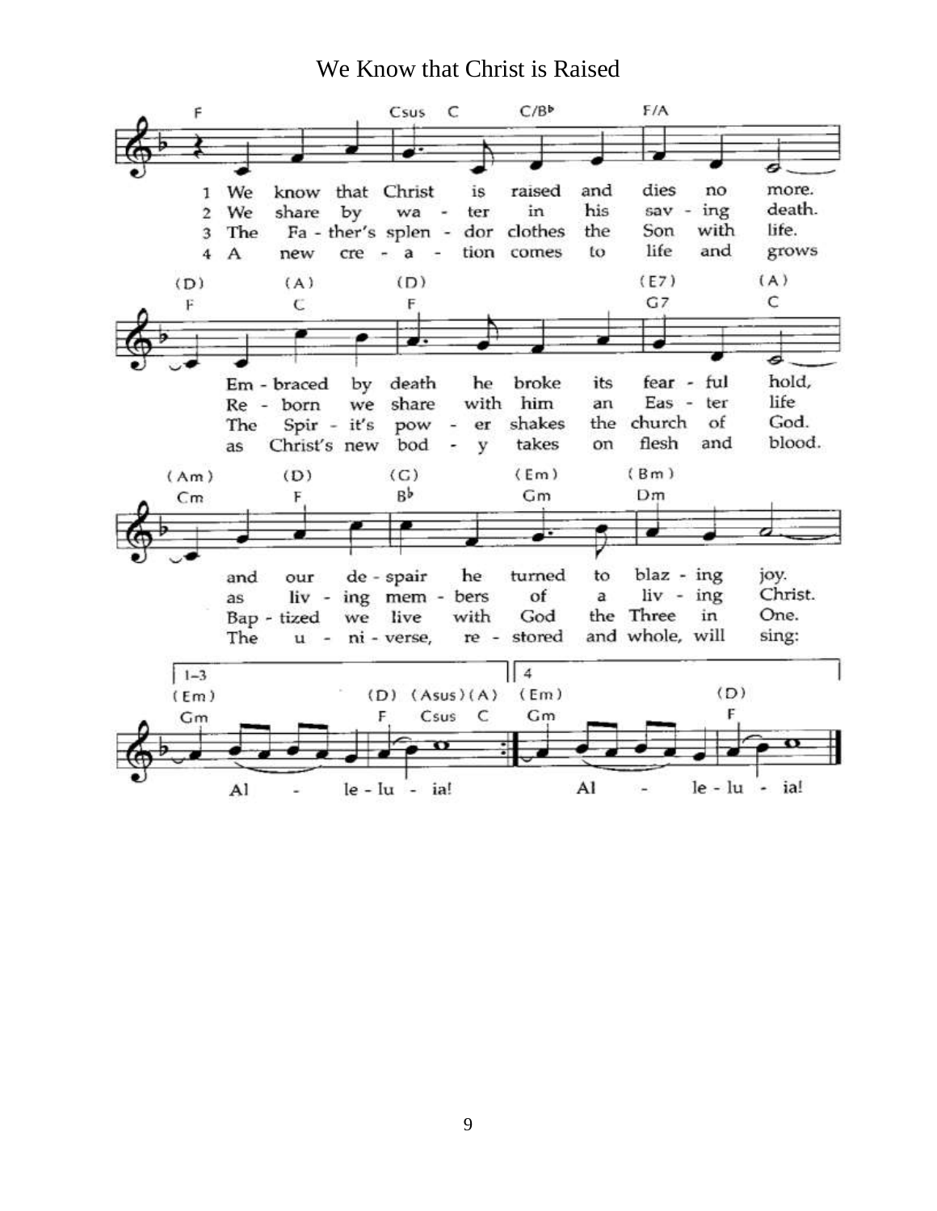# We Know that Christ is Raised

1. We know that Christ is raised and dies no more. Embraced by death he broke its fearful hold, and our despair he turned to blazing joy. Alleluia!

2. We share by water in his saving death. Reborn we share with him an Easter life as living members of a living Christ. Alleluia!

3. The Father's splendor clothes the Son with life. The Spirit's power shakes the church of God. Baptized we live with God the Three in One. Alleluia!

4. A new creation comes to life and grows as Christ's new body takes on flesh and blood. The universe, restored and whole, will sing: Alleluia!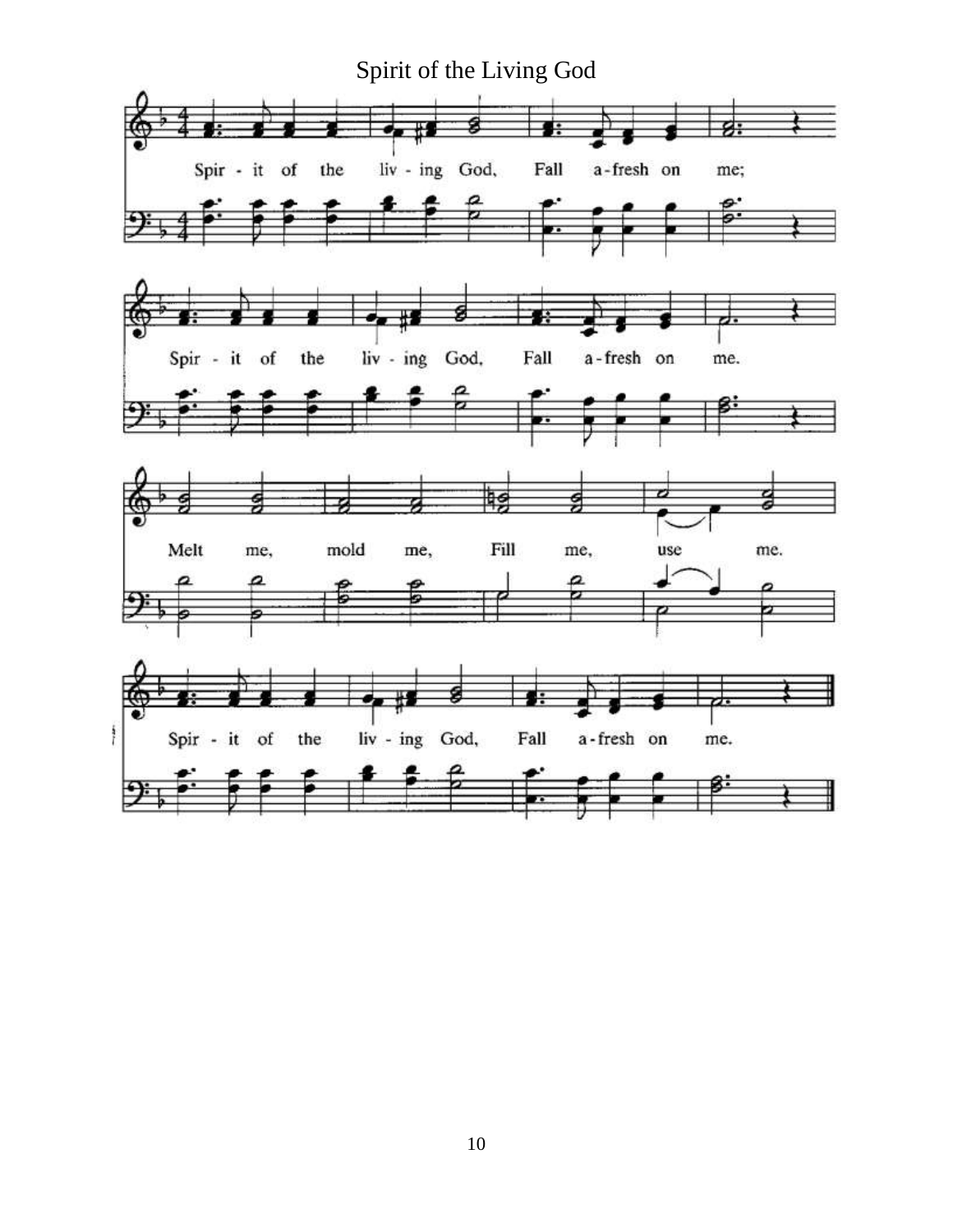# Spirit of the Living God

Spir - it of the liv - ing God, Fall a-fresh on me;

Spir - it of the liv - ing God, Fall a-fresh on me.

Melt me, mold me, Fill me, use me.

Spir - it of the liv - ing God, Fall a-fresh on me.